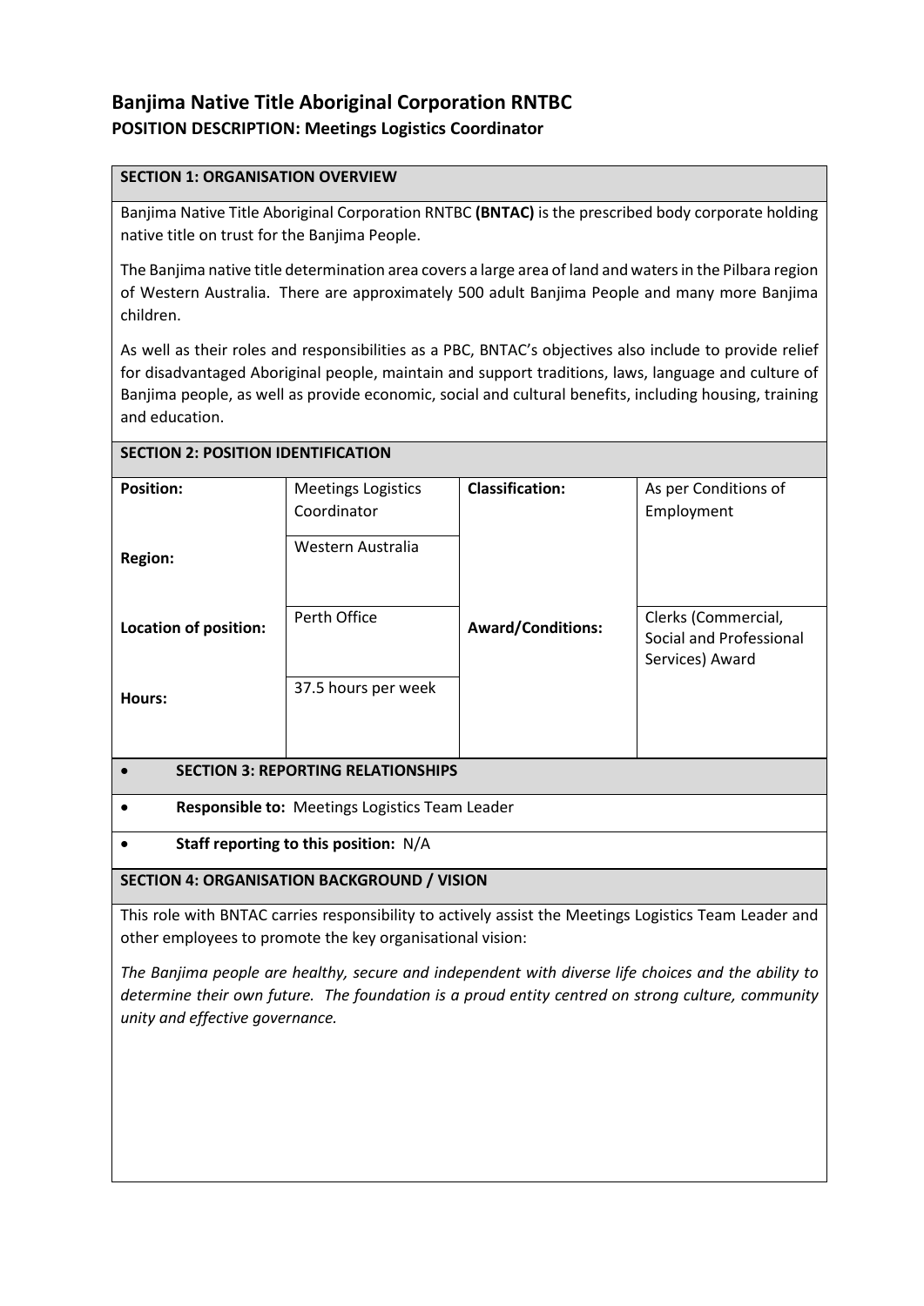# Banjima Native Title Aboriginal Corporation RNTBC

## POSITION DESCRIPTION: Meetings Logistics Coordinator

### SECTION 1: ORGANISATION OVERVIEW

Banjima Native Title Aboriginal Corporation RNTBC **(BNTAC)** is the prescribed body corporate holding native title on trust for the Banjima People.

The Banjima native title determination area covers a large area of land and waters in the Pilbara region of Western Australia. There are approximately 500 adult Banjima People and many more Banjima children.

As well as their roles and responsibilities as a PBC, BNTAC's objectives also include to provide relief for disadvantaged Aboriginal people, maintain and support traditions, laws, language and culture of Banjima people, as well as provide economic, social and cultural benefits, including housing, training and education.

### SECTION 2: POSITION IDENTIFICATION

| | | | |
|---|---|---|---|
| **Position:** | Meetings Logistics Coordinator | **Classification:** | As per Conditions of Employment |
| **Region:** | Western Australia | | |
| **Location of position:** | Perth Office | **Award/Conditions:** | Clerks (Commercial, Social and Professional Services) Award |
| **Hours:** | 37.5 hours per week | | |

### SECTION 3: REPORTING RELATIONSHIPS

- **Responsible to:** Meetings Logistics Team Leader
- **Staff reporting to this position:** N/A

### SECTION 4: ORGANISATION BACKGROUND / VISION

This role with BNTAC carries responsibility to actively assist the Meetings Logistics Team Leader and other employees to promote the key organisational vision:

*The Banjima people are healthy, secure and independent with diverse life choices and the ability to determine their own future. The foundation is a proud entity centred on strong culture, community unity and effective governance.*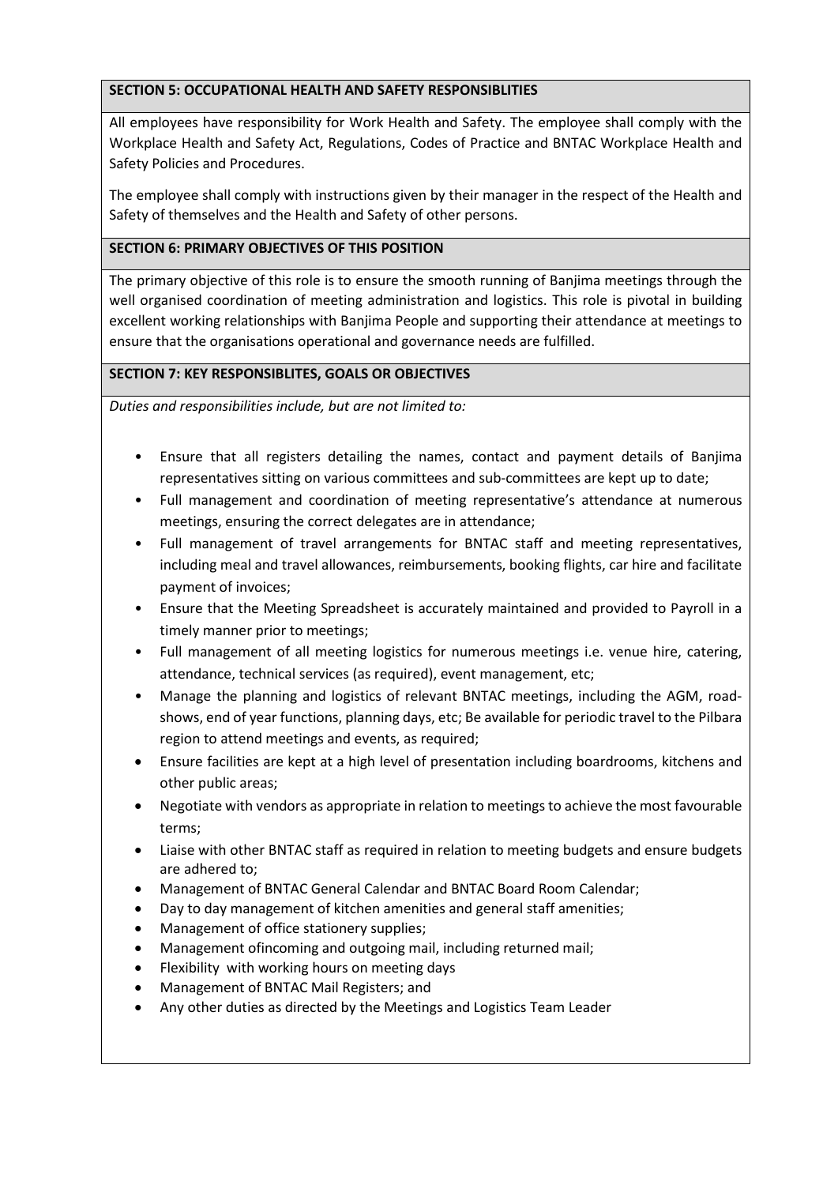## SECTION 5: OCCUPATIONAL HEALTH AND SAFETY RESPONSIBLITIES

All employees have responsibility for Work Health and Safety. The employee shall comply with the Workplace Health and Safety Act, Regulations, Codes of Practice and BNTAC Workplace Health and Safety Policies and Procedures.

The employee shall comply with instructions given by their manager in the respect of the Health and Safety of themselves and the Health and Safety of other persons.

## SECTION 6: PRIMARY OBJECTIVES OF THIS POSITION

The primary objective of this role is to ensure the smooth running of Banjima meetings through the well organised coordination of meeting administration and logistics. This role is pivotal in building excellent working relationships with Banjima People and supporting their attendance at meetings to ensure that the organisations operational and governance needs are fulfilled.

## SECTION 7: KEY RESPONSIBLITES, GOALS OR OBJECTIVES

*Duties and responsibilities include, but are not limited to:*

- Ensure that all registers detailing the names, contact and payment details of Banjima representatives sitting on various committees and sub-committees are kept up to date;
- Full management and coordination of meeting representative's attendance at numerous meetings, ensuring the correct delegates are in attendance;
- Full management of travel arrangements for BNTAC staff and meeting representatives, including meal and travel allowances, reimbursements, booking flights, car hire and facilitate payment of invoices;
- Ensure that the Meeting Spreadsheet is accurately maintained and provided to Payroll in a timely manner prior to meetings;
- Full management of all meeting logistics for numerous meetings i.e. venue hire, catering, attendance, technical services (as required), event management, etc;
- Manage the planning and logistics of relevant BNTAC meetings, including the AGM, road-shows, end of year functions, planning days, etc; Be available for periodic travel to the Pilbara region to attend meetings and events, as required;
- Ensure facilities are kept at a high level of presentation including boardrooms, kitchens and other public areas;
- Negotiate with vendors as appropriate in relation to meetings to achieve the most favourable terms;
- Liaise with other BNTAC staff as required in relation to meeting budgets and ensure budgets are adhered to;
- Management of BNTAC General Calendar and BNTAC Board Room Calendar;
- Day to day management of kitchen amenities and general staff amenities;
- Management of office stationery supplies;
- Management ofincoming and outgoing mail, including returned mail;
- Flexibility with working hours on meeting days
- Management of BNTAC Mail Registers; and
- Any other duties as directed by the Meetings and Logistics Team Leader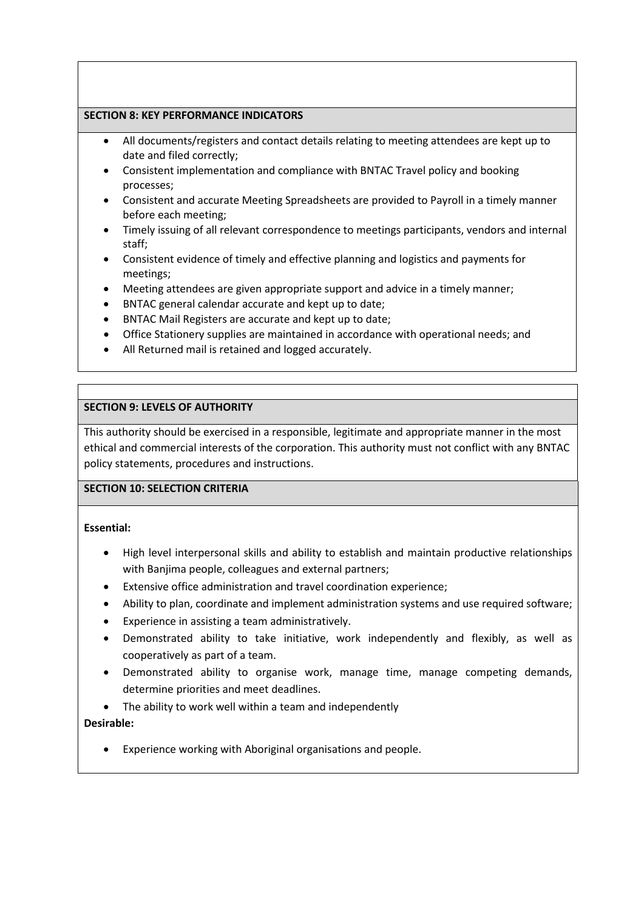## SECTION 8: KEY PERFORMANCE INDICATORS

- All documents/registers and contact details relating to meeting attendees are kept up to date and filed correctly;
- Consistent implementation and compliance with BNTAC Travel policy and booking processes;
- Consistent and accurate Meeting Spreadsheets are provided to Payroll in a timely manner before each meeting;
- Timely issuing of all relevant correspondence to meetings participants, vendors and internal staff;
- Consistent evidence of timely and effective planning and logistics and payments for meetings;
- Meeting attendees are given appropriate support and advice in a timely manner;
- BNTAC general calendar accurate and kept up to date;
- BNTAC Mail Registers are accurate and kept up to date;
- Office Stationery supplies are maintained in accordance with operational needs; and
- All Returned mail is retained and logged accurately.

## SECTION 9: LEVELS OF AUTHORITY

This authority should be exercised in a responsible, legitimate and appropriate manner in the most ethical and commercial interests of the corporation. This authority must not conflict with any BNTAC policy statements, procedures and instructions.

## SECTION 10: SELECTION CRITERIA

**Essential:**

- High level interpersonal skills and ability to establish and maintain productive relationships with Banjima people, colleagues and external partners;
- Extensive office administration and travel coordination experience;
- Ability to plan, coordinate and implement administration systems and use required software;
- Experience in assisting a team administratively.
- Demonstrated ability to take initiative, work independently and flexibly, as well as cooperatively as part of a team.
- Demonstrated ability to organise work, manage time, manage competing demands, determine priorities and meet deadlines.
- The ability to work well within a team and independently

**Desirable:**

- Experience working with Aboriginal organisations and people.